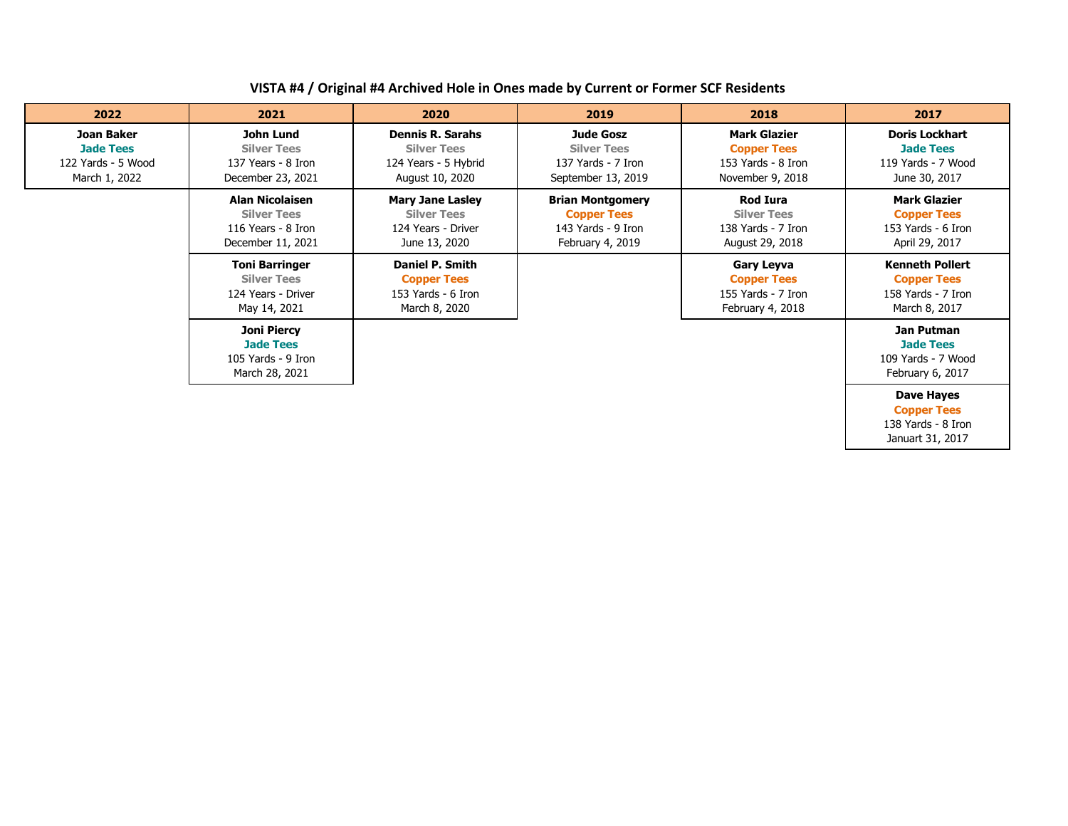# VISTA #4 / Original #4 Archived Hole in Ones made by Current or Former SCF Residents

| 2022 | 2021 | 2020 | 2019 | 2018 | 2017 |
|---|---|---|---|---|---|
| **Joan Baker**<br>**Jade Tees**<br>122 Yards - 5 Wood<br>March 1, 2022 | **John Lund**<br>**Silver Tees**<br>137 Years - 8 Iron<br>December 23, 2021 | **Dennis R. Sarahs**<br>**Silver Tees**<br>124 Years - 5 Hybrid<br>August 10, 2020 | **Jude Gosz**<br>**Silver Tees**<br>137 Yards - 7 Iron<br>September 13, 2019 | **Mark Glazier**<br>**Copper Tees**<br>153 Yards - 8 Iron<br>November 9, 2018 | **Doris Lockhart**<br>**Jade Tees**<br>119 Yards - 7 Wood<br>June 30, 2017 |
| | **Alan Nicolaisen**<br>**Silver Tees**<br>116 Years - 8 Iron<br>December 11, 2021 | **Mary Jane Lasley**<br>**Silver Tees**<br>124 Years - Driver<br>June 13, 2020 | **Brian Montgomery**<br>**Copper Tees**<br>143 Yards - 9 Iron<br>February 4, 2019 | **Rod Iura**<br>**Silver Tees**<br>138 Years - 7 Iron<br>August 29, 2018 | **Mark Glazier**<br>**Copper Tees**<br>153 Yards - 6 Iron<br>April 29, 2017 |
| | **Toni Barringer**<br>**Silver Tees**<br>124 Years - Driver<br>May 14, 2021 | **Daniel P. Smith**<br>**Copper Tees**<br>153 Yards - 6 Iron<br>March 8, 2020 | | **Gary Leyva**<br>**Copper Tees**<br>155 Yards - 7 Iron<br>February 4, 2018 | **Kenneth Pollert**<br>**Copper Tees**<br>158 Yards - 7 Iron<br>March 8, 2017 |
| | **Joni Piercy**<br>**Jade Tees**<br>105 Yards - 9 Iron<br>March 28, 2021 | | | | **Jan Putman**<br>**Jade Tees**<br>109 Yards - 7 Wood<br>February 6, 2017 |
| | | | | | **Dave Hayes**<br>**Copper Tees**<br>138 Yards - 8 Iron<br>Januart 31, 2017 |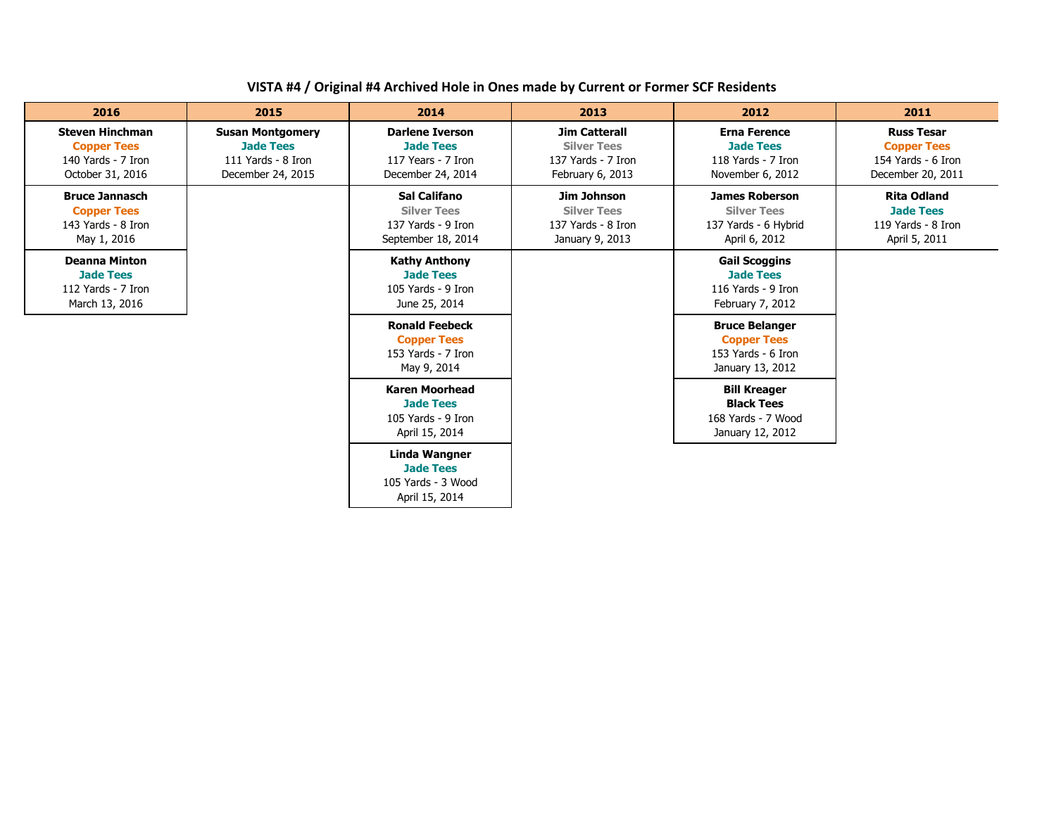**VISTA #4 / Original #4 Archived Hole in Ones made by Current or Former SCF Residents**

| 2016 | 2015 | 2014 | 2013 | 2012 | 2011 |
|---|---|---|---|---|---|
| **Steven Hinchman**<br>**Copper Tees**<br>140 Yards - 7 Iron<br>October 31, 2016 | **Susan Montgomery**<br>**Jade Tees**<br>111 Yards - 8 Iron<br>December 24, 2015 | **Darlene Iverson**<br>**Jade Tees**<br>117 Years - 7 Iron<br>December 24, 2014 | **Jim Catterall**<br>**Silver Tees**<br>137 Yards - 7 Iron<br>February 6, 2013 | **Erna Ference**<br>**Jade Tees**<br>118 Yards - 7 Iron<br>November 6, 2012 | **Russ Tesar**<br>**Copper Tees**<br>154 Yards - 6 Iron<br>December 20, 2011 |
| **Bruce Jannasch**<br>**Copper Tees**<br>143 Yards - 8 Iron<br>May 1, 2016 | | **Sal Califano**<br>**Silver Tees**<br>137 Yards - 9 Iron<br>September 18, 2014 | **Jim Johnson**<br>**Silver Tees**<br>137 Yards - 8 Iron<br>January 9, 2013 | **James Roberson**<br>**Silver Tees**<br>137 Yards - 6 Hybrid<br>April 6, 2012 | **Rita Odland**<br>**Jade Tees**<br>119 Yards - 8 Iron<br>April 5, 2011 |
| **Deanna Minton**<br>**Jade Tees**<br>112 Yards - 7 Iron<br>March 13, 2016 | | **Kathy Anthony**<br>**Jade Tees**<br>105 Yards - 9 Iron<br>June 25, 2014 | | **Gail Scoggins**<br>**Jade Tees**<br>116 Yards - 9 Iron<br>February 7, 2012 | |
| | | **Ronald Feebeck**<br>**Copper Tees**<br>153 Yards - 7 Iron<br>May 9, 2014 | | **Bruce Belanger**<br>**Copper Tees**<br>153 Yards - 6 Iron<br>January 13, 2012 | |
| | | **Karen Moorhead**<br>**Jade Tees**<br>105 Yards - 9 Iron<br>April 15, 2014 | | **Bill Kreager**<br>**Black Tees**<br>168 Yards - 7 Wood<br>January 12, 2012 | |
| | | **Linda Wangner**<br>**Jade Tees**<br>105 Yards - 3 Wood<br>April 15, 2014 | | | |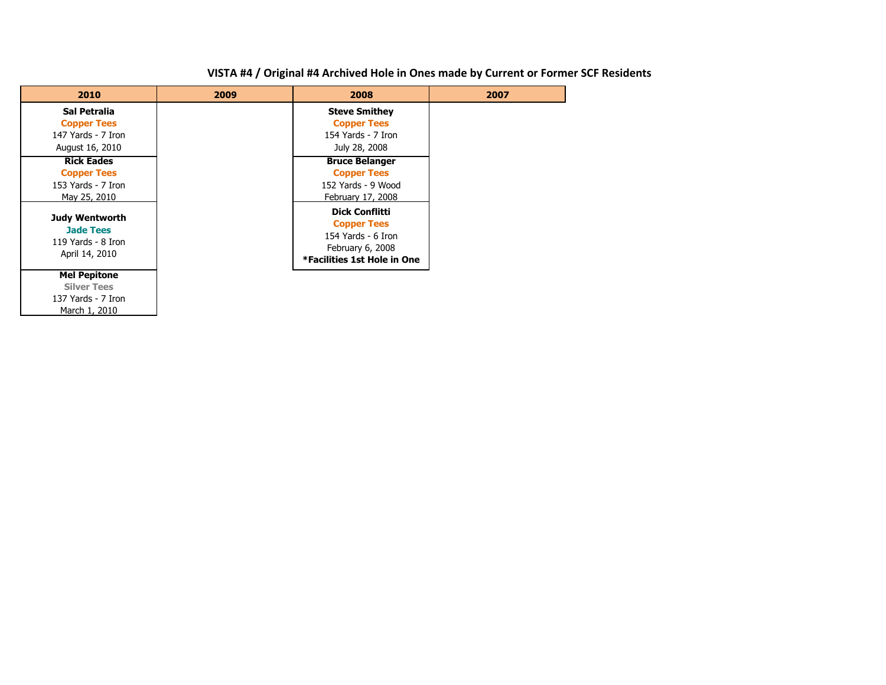**VISTA #4 / Original #4 Archived Hole in Ones made by Current or Former SCF Residents**

| 2010 | 2009 | 2008 | 2007 |
|---|---|---|---|
| **Sal Petralia**<br>**Copper Tees**<br>147 Yards - 7 Iron<br>August 16, 2010 | | **Steve Smithey**<br>**Copper Tees**<br>154 Yards - 7 Iron<br>July 28, 2008 | |
| **Rick Eades**<br>**Copper Tees**<br>153 Yards - 7 Iron<br>May 25, 2010 | | **Bruce Belanger**<br>**Copper Tees**<br>152 Yards - 9 Wood<br>February 17, 2008 | |
| **Judy Wentworth**<br>**Jade Tees**<br>119 Yards - 8 Iron<br>April 14, 2010 | | **Dick Conflitti**<br>**Copper Tees**<br>154 Yards - 6 Iron<br>February 6, 2008<br>**\*Facilities 1st Hole in One** | |
| **Mel Pepitone**<br>**Silver Tees**<br>137 Yards - 7 Iron<br>March 1, 2010 | | | |